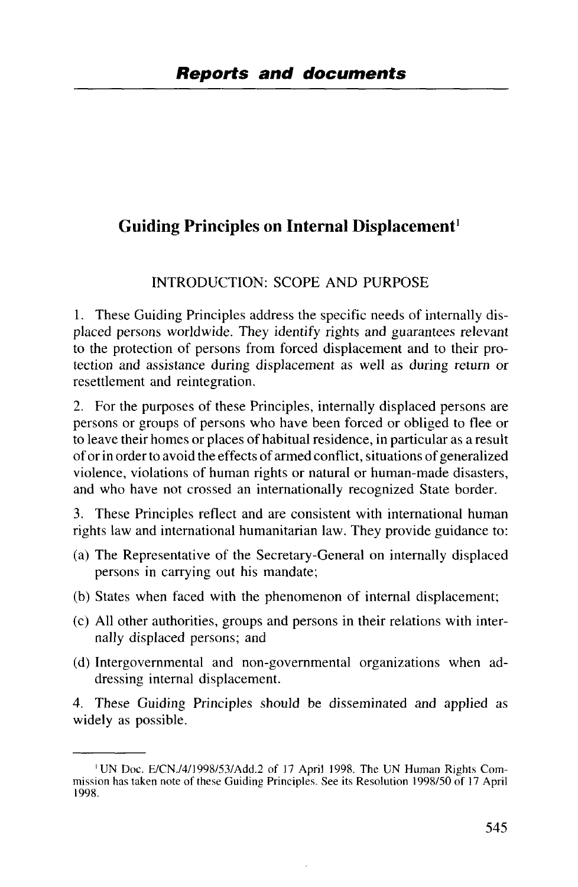## Reports and documents

# Guiding Principles on Internal Displacement[1]

### INTRODUCTION: SCOPE AND PURPOSE

1. These Guiding Principles address the specific needs of internally displaced persons worldwide. They identify rights and guarantees relevant to the protection of persons from forced displacement and to their protection and assistance during displacement as well as during return or resettlement and reintegration.

2. For the purposes of these Principles, internally displaced persons are persons or groups of persons who have been forced or obliged to flee or to leave their homes or places of habitual residence, in particular as a result of or in order to avoid the effects of armed conflict, situations of generalized violence, violations of human rights or natural or human-made disasters, and who have not crossed an internationally recognized State border.

3. These Principles reflect and are consistent with international human rights law and international humanitarian law. They provide guidance to:

(a) The Representative of the Secretary-General on internally displaced persons in carrying out his mandate;

(b) States when faced with the phenomenon of internal displacement;

(c) All other authorities, groups and persons in their relations with internally displaced persons; and

(d) Intergovernmental and non-governmental organizations when addressing internal displacement.

4. These Guiding Principles should be disseminated and applied as widely as possible.

---

[1] UN Doc. E/CN.4/1998/53/Add.2 of 17 April 1998. The UN Human Rights Commission has taken note of these Guiding Principles. See its Resolution 1998/50 of 17 April 1998.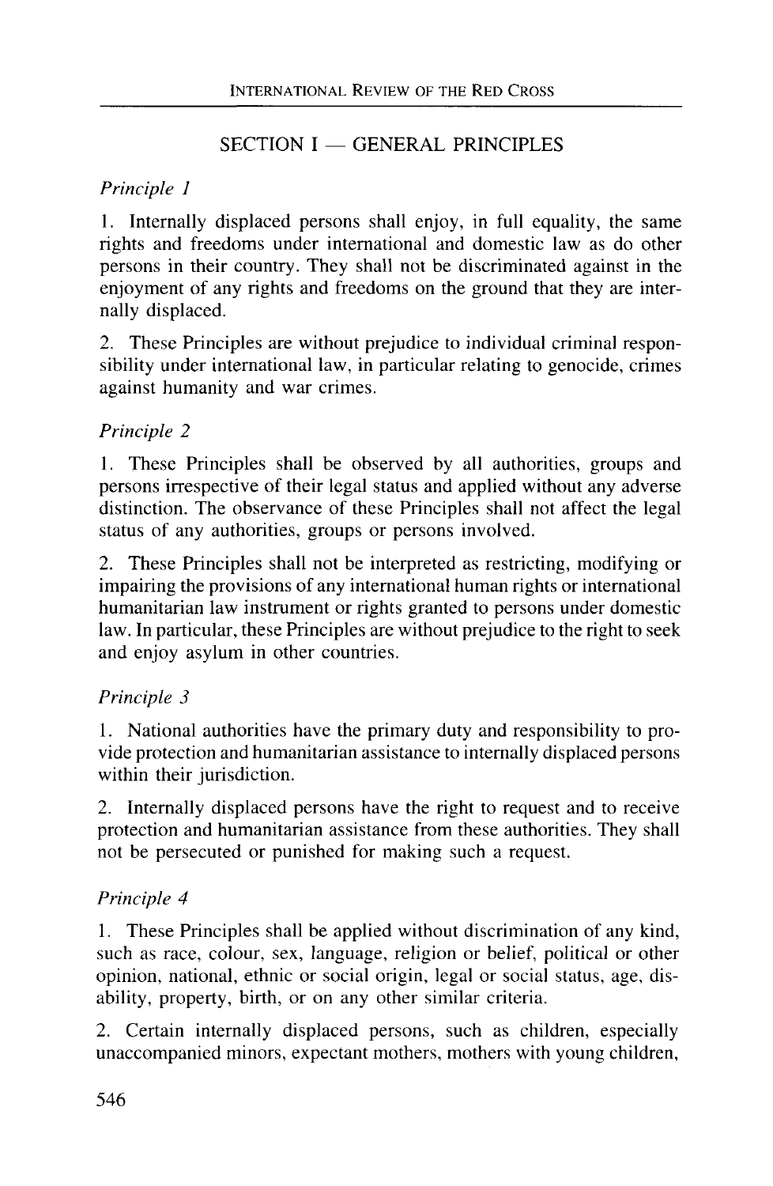## SECTION I — GENERAL PRINCIPLES

*Principle 1*

1. Internally displaced persons shall enjoy, in full equality, the same rights and freedoms under international and domestic law as do other persons in their country. They shall not be discriminated against in the enjoyment of any rights and freedoms on the ground that they are internally displaced.

2. These Principles are without prejudice to individual criminal responsibility under international law, in particular relating to genocide, crimes against humanity and war crimes.

*Principle 2*

1. These Principles shall be observed by all authorities, groups and persons irrespective of their legal status and applied without any adverse distinction. The observance of these Principles shall not affect the legal status of any authorities, groups or persons involved.

2. These Principles shall not be interpreted as restricting, modifying or impairing the provisions of any international human rights or international humanitarian law instrument or rights granted to persons under domestic law. In particular, these Principles are without prejudice to the right to seek and enjoy asylum in other countries.

*Principle 3*

1. National authorities have the primary duty and responsibility to provide protection and humanitarian assistance to internally displaced persons within their jurisdiction.

2. Internally displaced persons have the right to request and to receive protection and humanitarian assistance from these authorities. They shall not be persecuted or punished for making such a request.

*Principle 4*

1. These Principles shall be applied without discrimination of any kind, such as race, colour, sex, language, religion or belief, political or other opinion, national, ethnic or social origin, legal or social status, age, disability, property, birth, or on any other similar criteria.

2. Certain internally displaced persons, such as children, especially unaccompanied minors, expectant mothers, mothers with young children,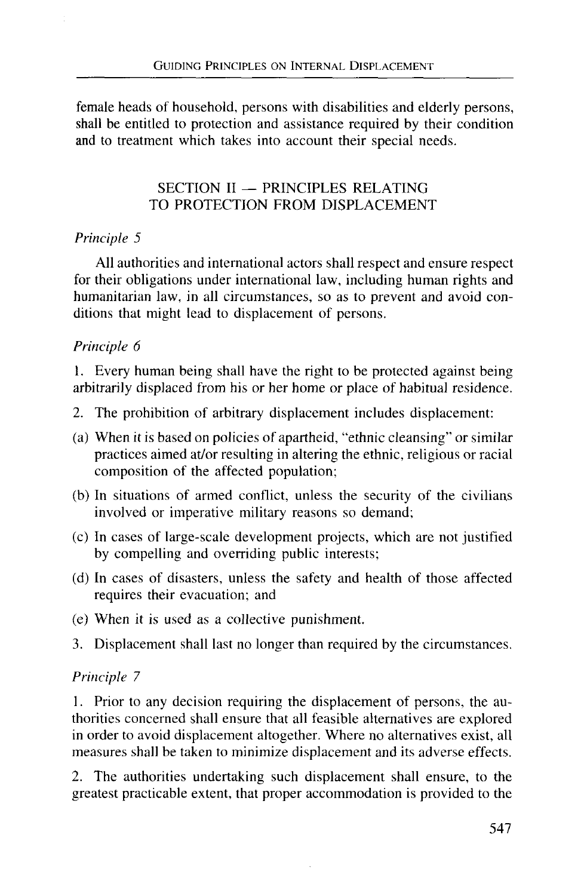female heads of household, persons with disabilities and elderly persons, shall be entitled to protection and assistance required by their condition and to treatment which takes into account their special needs.

## SECTION II — PRINCIPLES RELATING TO PROTECTION FROM DISPLACEMENT

*Principle 5*

All authorities and international actors shall respect and ensure respect for their obligations under international law, including human rights and humanitarian law, in all circumstances, so as to prevent and avoid conditions that might lead to displacement of persons.

*Principle 6*

1. Every human being shall have the right to be protected against being arbitrarily displaced from his or her home or place of habitual residence.

2. The prohibition of arbitrary displacement includes displacement:

(a) When it is based on policies of apartheid, "ethnic cleansing" or similar practices aimed at/or resulting in altering the ethnic, religious or racial composition of the affected population;

(b) In situations of armed conflict, unless the security of the civilians involved or imperative military reasons so demand;

(c) In cases of large-scale development projects, which are not justified by compelling and overriding public interests;

(d) In cases of disasters, unless the safety and health of those affected requires their evacuation; and

(e) When it is used as a collective punishment.

3. Displacement shall last no longer than required by the circumstances.

*Principle 7*

1. Prior to any decision requiring the displacement of persons, the authorities concerned shall ensure that all feasible alternatives are explored in order to avoid displacement altogether. Where no alternatives exist, all measures shall be taken to minimize displacement and its adverse effects.

2. The authorities undertaking such displacement shall ensure, to the greatest practicable extent, that proper accommodation is provided to the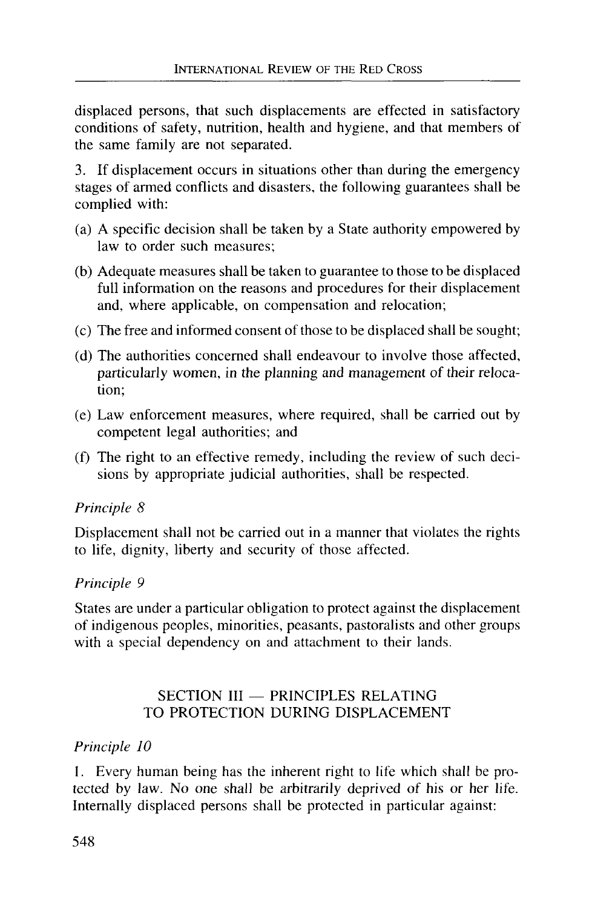displaced persons, that such displacements are effected in satisfactory conditions of safety, nutrition, health and hygiene, and that members of the same family are not separated.

3. If displacement occurs in situations other than during the emergency stages of armed conflicts and disasters, the following guarantees shall be complied with:

(a) A specific decision shall be taken by a State authority empowered by law to order such measures;

(b) Adequate measures shall be taken to guarantee to those to be displaced full information on the reasons and procedures for their displacement and, where applicable, on compensation and relocation;

(c) The free and informed consent of those to be displaced shall be sought;

(d) The authorities concerned shall endeavour to involve those affected, particularly women, in the planning and management of their relocation;

(e) Law enforcement measures, where required, shall be carried out by competent legal authorities; and

(f) The right to an effective remedy, including the review of such decisions by appropriate judicial authorities, shall be respected.

*Principle 8*

Displacement shall not be carried out in a manner that violates the rights to life, dignity, liberty and security of those affected.

*Principle 9*

States are under a particular obligation to protect against the displacement of indigenous peoples, minorities, peasants, pastoralists and other groups with a special dependency on and attachment to their lands.

## SECTION III — PRINCIPLES RELATING TO PROTECTION DURING DISPLACEMENT

*Principle 10*

1. Every human being has the inherent right to life which shall be protected by law. No one shall be arbitrarily deprived of his or her life. Internally displaced persons shall be protected in particular against: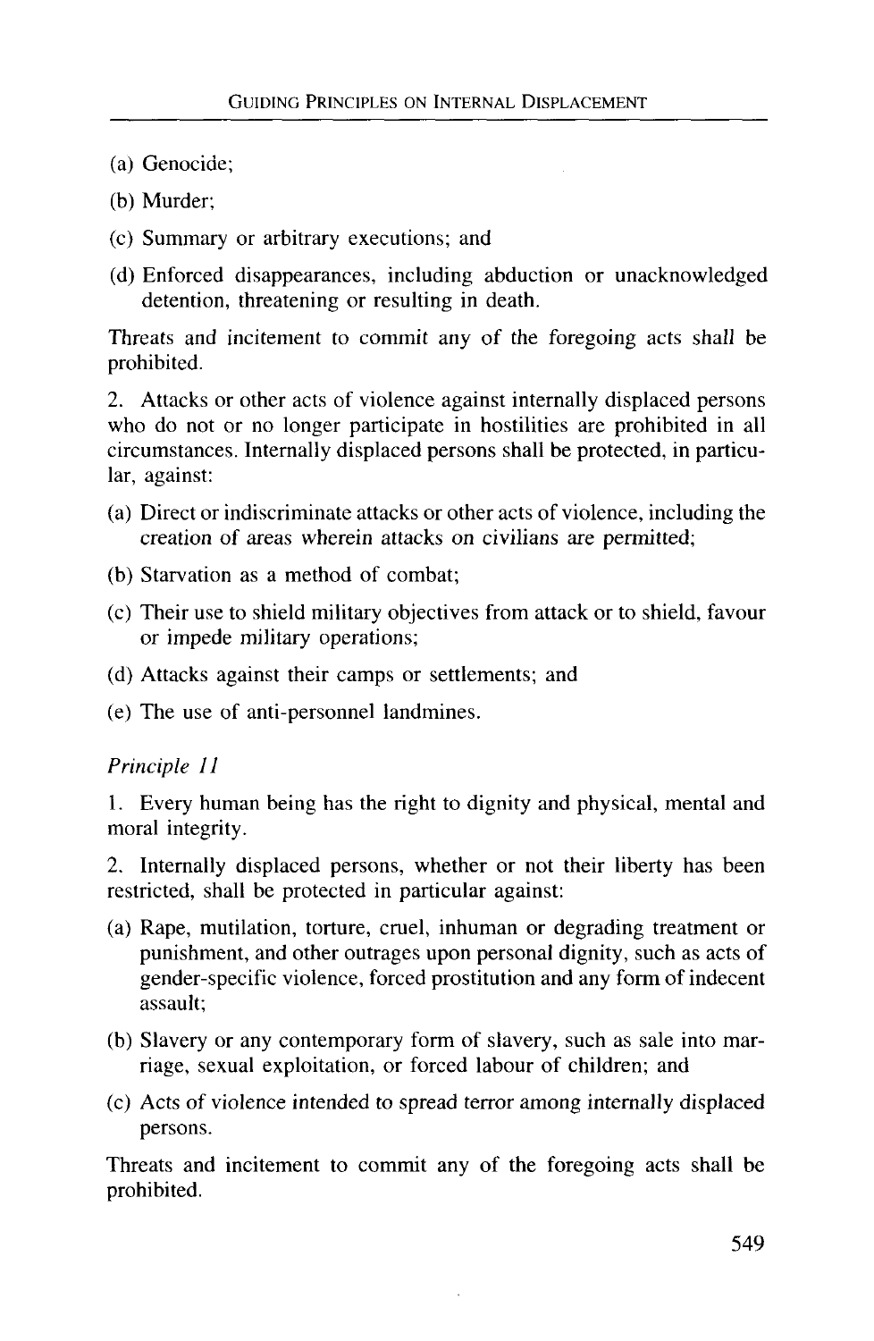(a) Genocide;

(b) Murder;

(c) Summary or arbitrary executions; and

(d) Enforced disappearances, including abduction or unacknowledged detention, threatening or resulting in death.

Threats and incitement to commit any of the foregoing acts shall be prohibited.

2. Attacks or other acts of violence against internally displaced persons who do not or no longer participate in hostilities are prohibited in all circumstances. Internally displaced persons shall be protected, in particular, against:

(a) Direct or indiscriminate attacks or other acts of violence, including the creation of areas wherein attacks on civilians are permitted;

(b) Starvation as a method of combat;

(c) Their use to shield military objectives from attack or to shield, favour or impede military operations;

(d) Attacks against their camps or settlements; and

(e) The use of anti-personnel landmines.

*Principle 11*

1. Every human being has the right to dignity and physical, mental and moral integrity.

2. Internally displaced persons, whether or not their liberty has been restricted, shall be protected in particular against:

(a) Rape, mutilation, torture, cruel, inhuman or degrading treatment or punishment, and other outrages upon personal dignity, such as acts of gender-specific violence, forced prostitution and any form of indecent assault;

(b) Slavery or any contemporary form of slavery, such as sale into marriage, sexual exploitation, or forced labour of children; and

(c) Acts of violence intended to spread terror among internally displaced persons.

Threats and incitement to commit any of the foregoing acts shall be prohibited.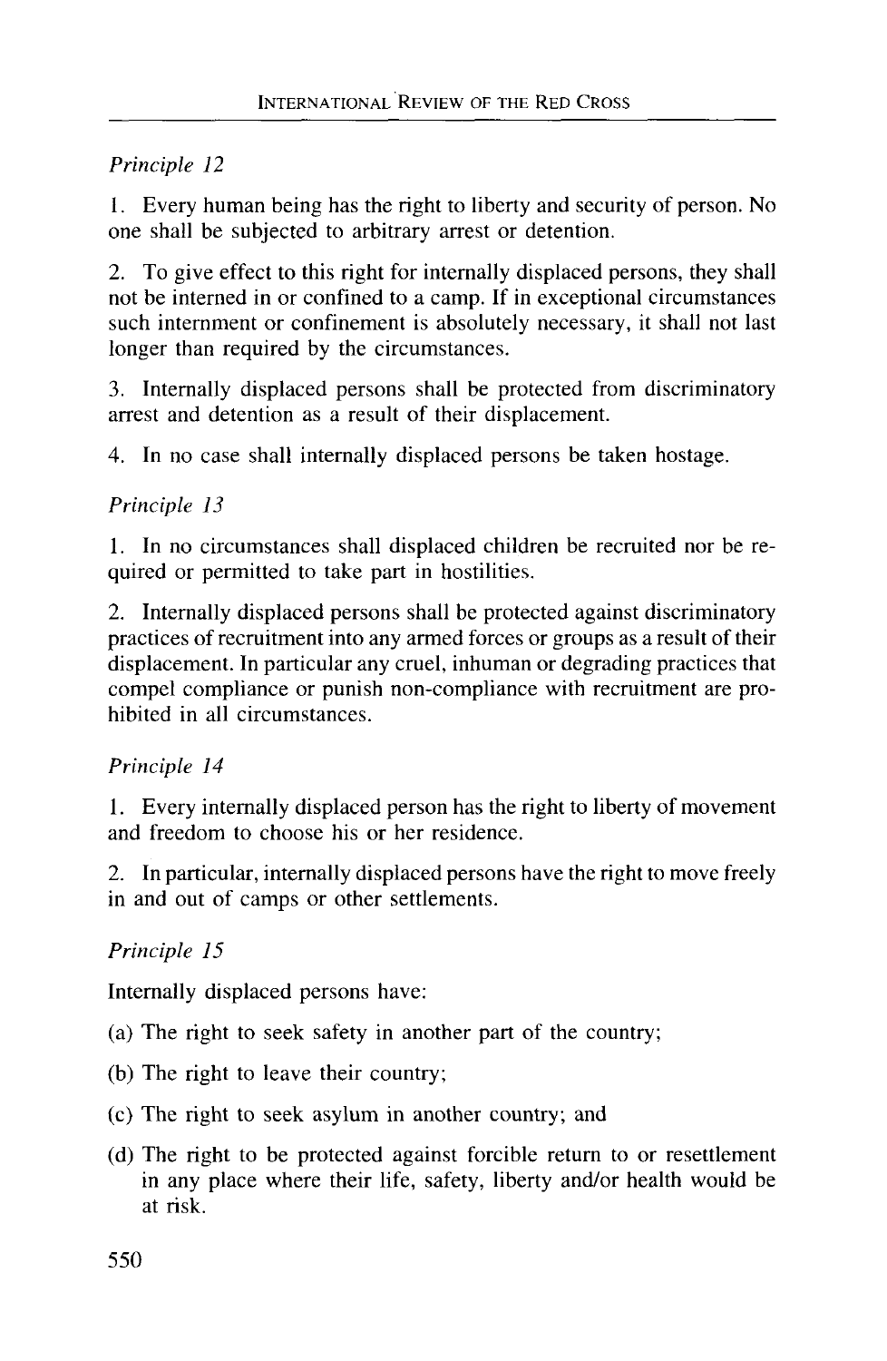*Principle 12*

1. Every human being has the right to liberty and security of person. No one shall be subjected to arbitrary arrest or detention.

2. To give effect to this right for internally displaced persons, they shall not be interned in or confined to a camp. If in exceptional circumstances such internment or confinement is absolutely necessary, it shall not last longer than required by the circumstances.

3. Internally displaced persons shall be protected from discriminatory arrest and detention as a result of their displacement.

4. In no case shall internally displaced persons be taken hostage.

*Principle 13*

1. In no circumstances shall displaced children be recruited nor be required or permitted to take part in hostilities.

2. Internally displaced persons shall be protected against discriminatory practices of recruitment into any armed forces or groups as a result of their displacement. In particular any cruel, inhuman or degrading practices that compel compliance or punish non-compliance with recruitment are prohibited in all circumstances.

*Principle 14*

1. Every internally displaced person has the right to liberty of movement and freedom to choose his or her residence.

2. In particular, internally displaced persons have the right to move freely in and out of camps or other settlements.

*Principle 15*

Internally displaced persons have:

(a) The right to seek safety in another part of the country;

(b) The right to leave their country;

(c) The right to seek asylum in another country; and

(d) The right to be protected against forcible return to or resettlement in any place where their life, safety, liberty and/or health would be at risk.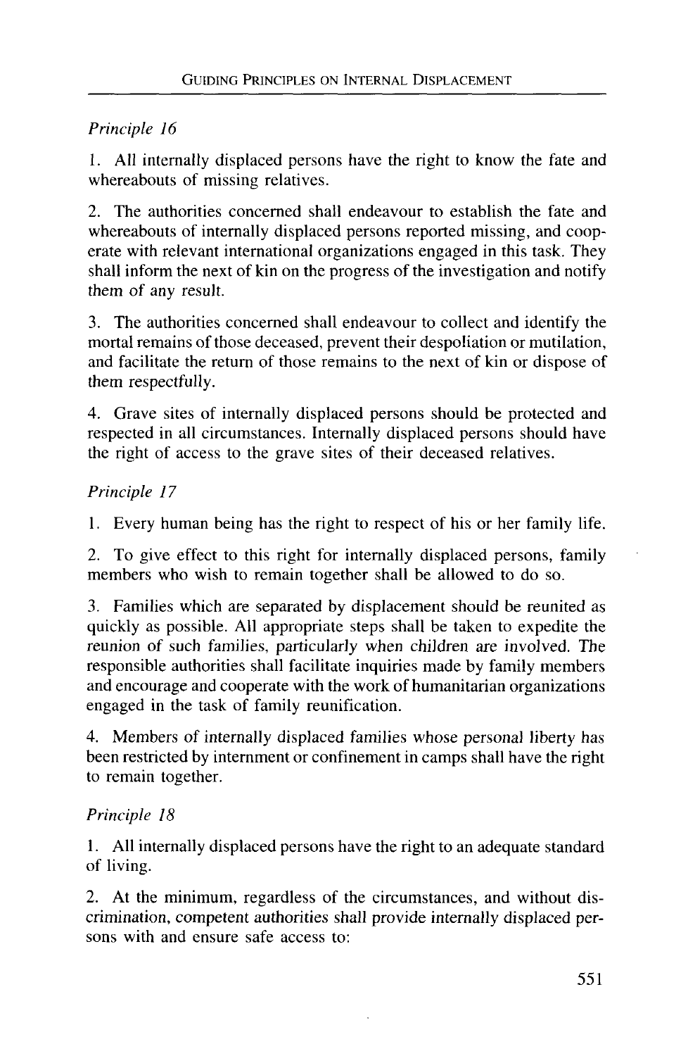*Principle 16*

1. All internally displaced persons have the right to know the fate and whereabouts of missing relatives.

2. The authorities concerned shall endeavour to establish the fate and whereabouts of internally displaced persons reported missing, and cooperate with relevant international organizations engaged in this task. They shall inform the next of kin on the progress of the investigation and notify them of any result.

3. The authorities concerned shall endeavour to collect and identify the mortal remains of those deceased, prevent their despoliation or mutilation, and facilitate the return of those remains to the next of kin or dispose of them respectfully.

4. Grave sites of internally displaced persons should be protected and respected in all circumstances. Internally displaced persons should have the right of access to the grave sites of their deceased relatives.

*Principle 17*

1. Every human being has the right to respect of his or her family life.

2. To give effect to this right for internally displaced persons, family members who wish to remain together shall be allowed to do so.

3. Families which are separated by displacement should be reunited as quickly as possible. All appropriate steps shall be taken to expedite the reunion of such families, particularly when children are involved. The responsible authorities shall facilitate inquiries made by family members and encourage and cooperate with the work of humanitarian organizations engaged in the task of family reunification.

4. Members of internally displaced families whose personal liberty has been restricted by internment or confinement in camps shall have the right to remain together.

*Principle 18*

1. All internally displaced persons have the right to an adequate standard of living.

2. At the minimum, regardless of the circumstances, and without discrimination, competent authorities shall provide internally displaced persons with and ensure safe access to: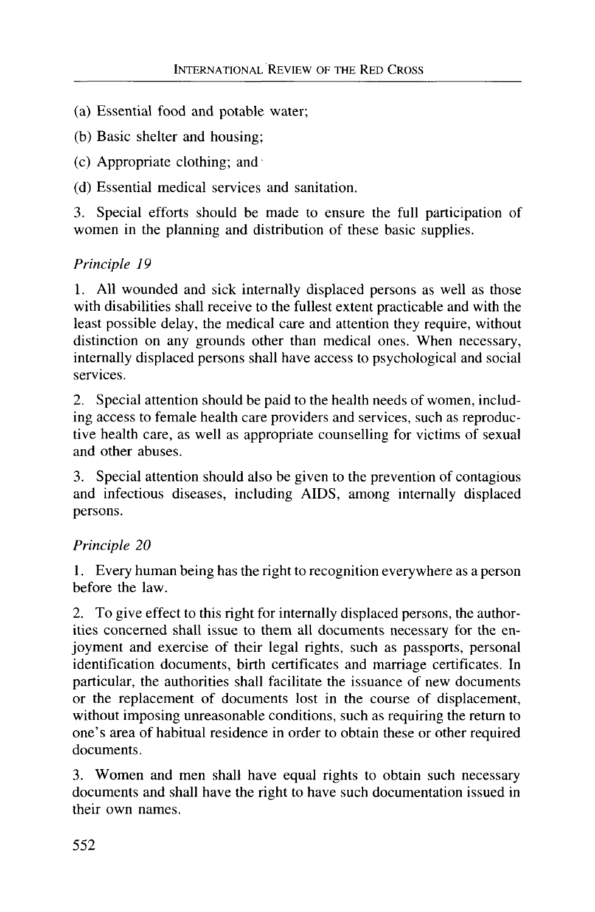(a) Essential food and potable water;

(b) Basic shelter and housing;

(c) Appropriate clothing; and

(d) Essential medical services and sanitation.

3. Special efforts should be made to ensure the full participation of women in the planning and distribution of these basic supplies.

*Principle 19*

1. All wounded and sick internally displaced persons as well as those with disabilities shall receive to the fullest extent practicable and with the least possible delay, the medical care and attention they require, without distinction on any grounds other than medical ones. When necessary, internally displaced persons shall have access to psychological and social services.

2. Special attention should be paid to the health needs of women, including access to female health care providers and services, such as reproductive health care, as well as appropriate counselling for victims of sexual and other abuses.

3. Special attention should also be given to the prevention of contagious and infectious diseases, including AIDS, among internally displaced persons.

*Principle 20*

1. Every human being has the right to recognition everywhere as a person before the law.

2. To give effect to this right for internally displaced persons, the authorities concerned shall issue to them all documents necessary for the enjoyment and exercise of their legal rights, such as passports, personal identification documents, birth certificates and marriage certificates. In particular, the authorities shall facilitate the issuance of new documents or the replacement of documents lost in the course of displacement, without imposing unreasonable conditions, such as requiring the return to one's area of habitual residence in order to obtain these or other required documents.

3. Women and men shall have equal rights to obtain such necessary documents and shall have the right to have such documentation issued in their own names.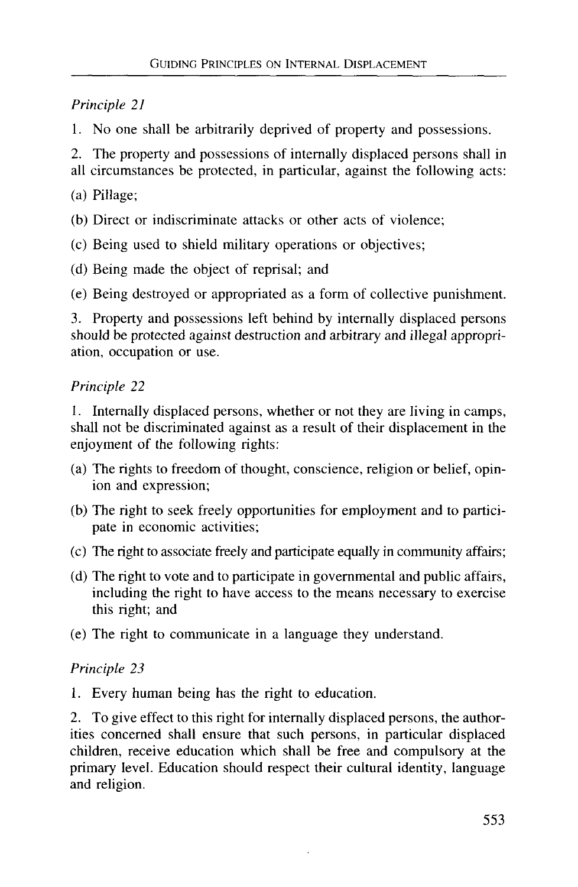*Principle 21*

1. No one shall be arbitrarily deprived of property and possessions.

2. The property and possessions of internally displaced persons shall in all circumstances be protected, in particular, against the following acts:

(a) Pillage;

(b) Direct or indiscriminate attacks or other acts of violence;

(c) Being used to shield military operations or objectives;

(d) Being made the object of reprisal; and

(e) Being destroyed or appropriated as a form of collective punishment.

3. Property and possessions left behind by internally displaced persons should be protected against destruction and arbitrary and illegal appropriation, occupation or use.

*Principle 22*

1. Internally displaced persons, whether or not they are living in camps, shall not be discriminated against as a result of their displacement in the enjoyment of the following rights:

(a) The rights to freedom of thought, conscience, religion or belief, opinion and expression;

(b) The right to seek freely opportunities for employment and to participate in economic activities;

(c) The right to associate freely and participate equally in community affairs;

(d) The right to vote and to participate in governmental and public affairs, including the right to have access to the means necessary to exercise this right; and

(e) The right to communicate in a language they understand.

*Principle 23*

1. Every human being has the right to education.

2. To give effect to this right for internally displaced persons, the authorities concerned shall ensure that such persons, in particular displaced children, receive education which shall be free and compulsory at the primary level. Education should respect their cultural identity, language and religion.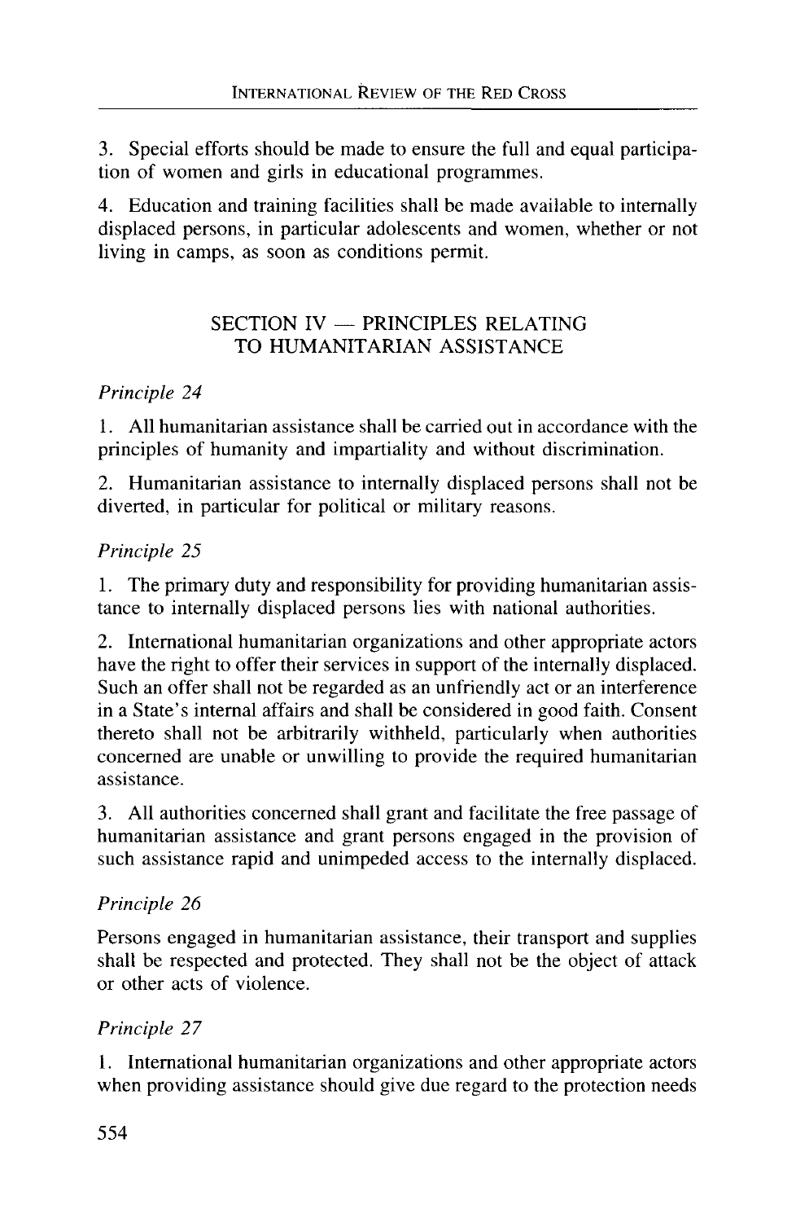3. Special efforts should be made to ensure the full and equal participation of women and girls in educational programmes.

4. Education and training facilities shall be made available to internally displaced persons, in particular adolescents and women, whether or not living in camps, as soon as conditions permit.

## SECTION IV — PRINCIPLES RELATING TO HUMANITARIAN ASSISTANCE

*Principle 24*

1. All humanitarian assistance shall be carried out in accordance with the principles of humanity and impartiality and without discrimination.

2. Humanitarian assistance to internally displaced persons shall not be diverted, in particular for political or military reasons.

*Principle 25*

1. The primary duty and responsibility for providing humanitarian assistance to internally displaced persons lies with national authorities.

2. International humanitarian organizations and other appropriate actors have the right to offer their services in support of the internally displaced. Such an offer shall not be regarded as an unfriendly act or an interference in a State's internal affairs and shall be considered in good faith. Consent thereto shall not be arbitrarily withheld, particularly when authorities concerned are unable or unwilling to provide the required humanitarian assistance.

3. All authorities concerned shall grant and facilitate the free passage of humanitarian assistance and grant persons engaged in the provision of such assistance rapid and unimpeded access to the internally displaced.

*Principle 26*

Persons engaged in humanitarian assistance, their transport and supplies shall be respected and protected. They shall not be the object of attack or other acts of violence.

*Principle 27*

1. International humanitarian organizations and other appropriate actors when providing assistance should give due regard to the protection needs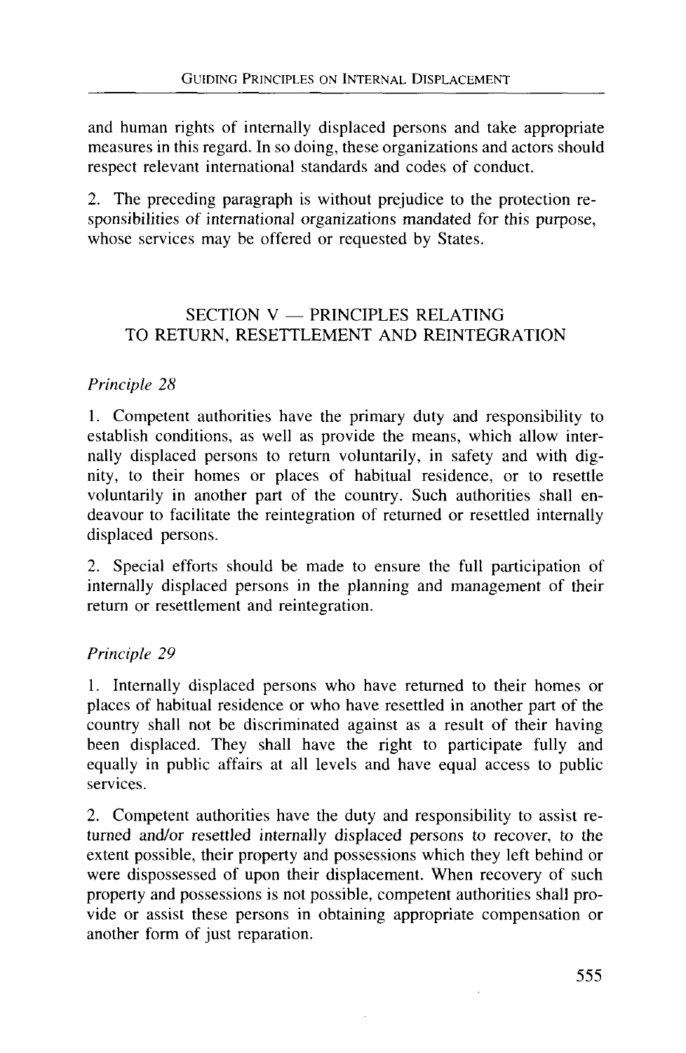and human rights of internally displaced persons and take appropriate measures in this regard. In so doing, these organizations and actors should respect relevant international standards and codes of conduct.

2. The preceding paragraph is without prejudice to the protection responsibilities of international organizations mandated for this purpose, whose services may be offered or requested by States.

## SECTION V — PRINCIPLES RELATING TO RETURN, RESETTLEMENT AND REINTEGRATION

*Principle 28*

1. Competent authorities have the primary duty and responsibility to establish conditions, as well as provide the means, which allow internally displaced persons to return voluntarily, in safety and with dignity, to their homes or places of habitual residence, or to resettle voluntarily in another part of the country. Such authorities shall endeavour to facilitate the reintegration of returned or resettled internally displaced persons.

2. Special efforts should be made to ensure the full participation of internally displaced persons in the planning and management of their return or resettlement and reintegration.

*Principle 29*

1. Internally displaced persons who have returned to their homes or places of habitual residence or who have resettled in another part of the country shall not be discriminated against as a result of their having been displaced. They shall have the right to participate fully and equally in public affairs at all levels and have equal access to public services.

2. Competent authorities have the duty and responsibility to assist returned and/or resettled internally displaced persons to recover, to the extent possible, their property and possessions which they left behind or were dispossessed of upon their displacement. When recovery of such property and possessions is not possible, competent authorities shall provide or assist these persons in obtaining appropriate compensation or another form of just reparation.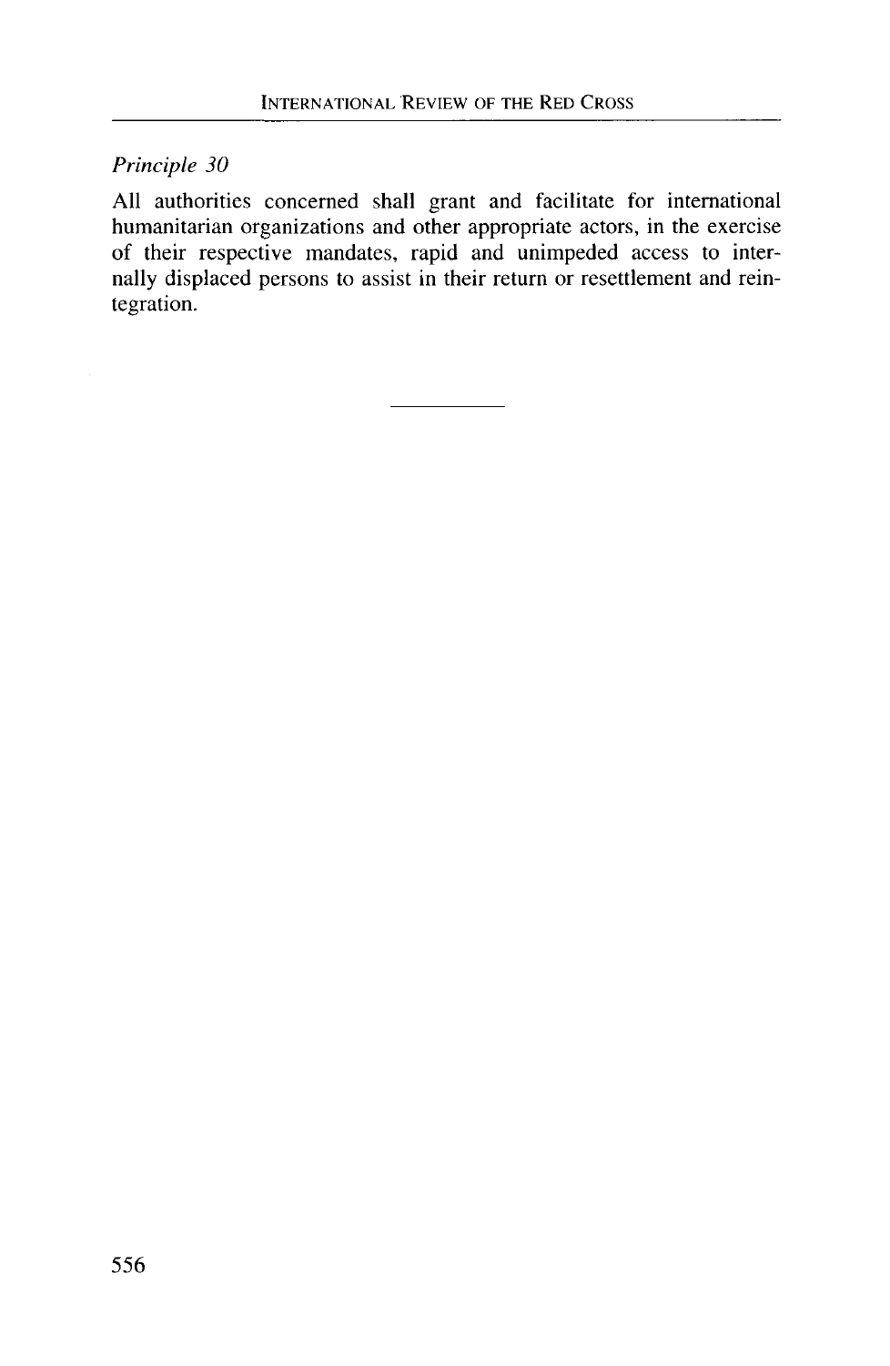*Principle 30*

All authorities concerned shall grant and facilitate for international humanitarian organizations and other appropriate actors, in the exercise of their respective mandates, rapid and unimpeded access to internally displaced persons to assist in their return or resettlement and reintegration.